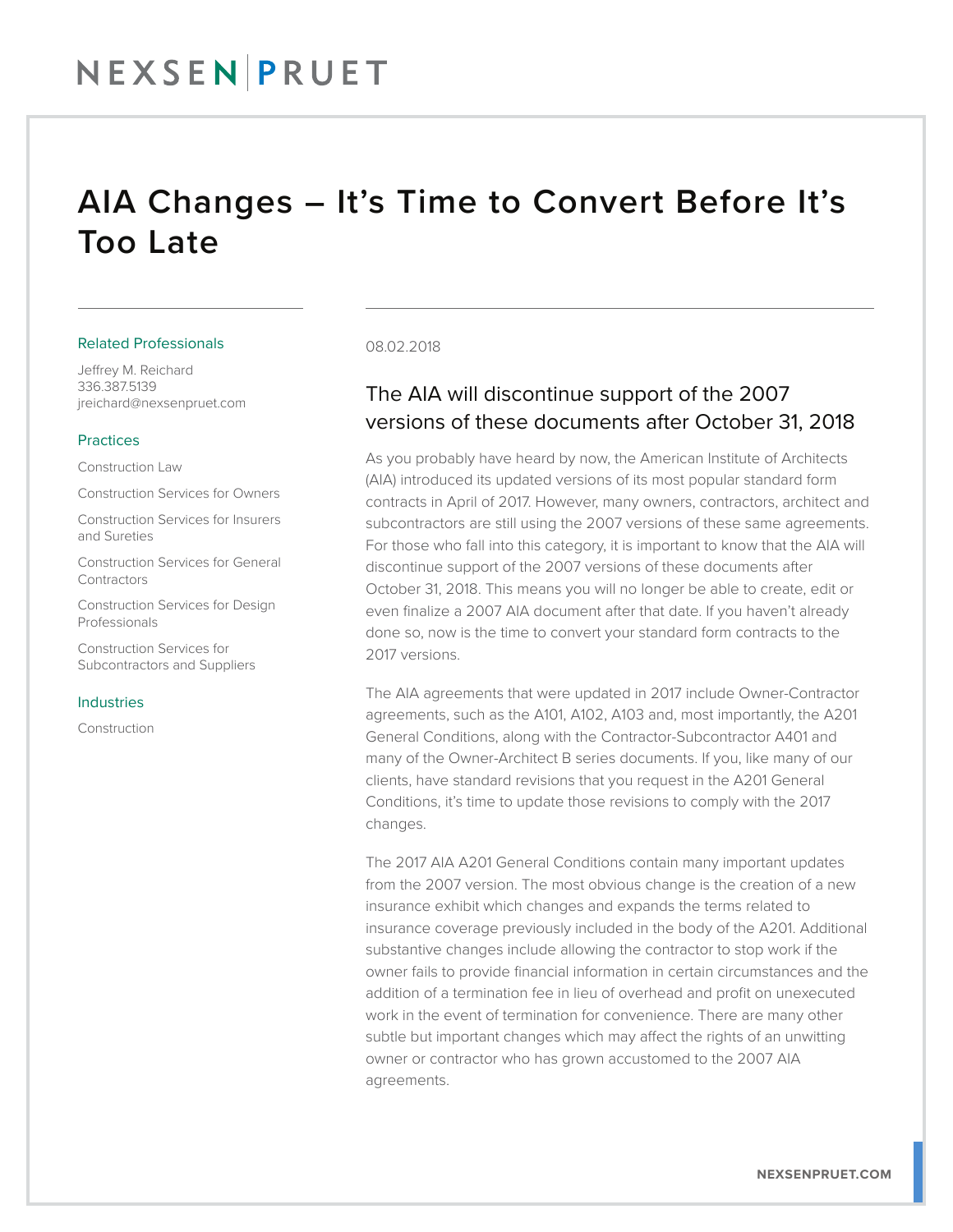# AIA Changes – It's Time to Convert Before It's Too Late

### Related Professionals

Jeffrey M. Reichard
336.387.5139
jreichard@nexsenpruet.com

### Practices

Construction Law

Construction Services for Owners

Construction Services for Insurers and Sureties

Construction Services for General Contractors

Construction Services for Design Professionals

Construction Services for Subcontractors and Suppliers

### Industries

Construction

08.02.2018

## The AIA will discontinue support of the 2007 versions of these documents after October 31, 2018

As you probably have heard by now, the American Institute of Architects (AIA) introduced its updated versions of its most popular standard form contracts in April of 2017. However, many owners, contractors, architect and subcontractors are still using the 2007 versions of these same agreements. For those who fall into this category, it is important to know that the AIA will discontinue support of the 2007 versions of these documents after October 31, 2018. This means you will no longer be able to create, edit or even finalize a 2007 AIA document after that date. If you haven't already done so, now is the time to convert your standard form contracts to the 2017 versions.

The AIA agreements that were updated in 2017 include Owner-Contractor agreements, such as the A101, A102, A103 and, most importantly, the A201 General Conditions, along with the Contractor-Subcontractor A401 and many of the Owner-Architect B series documents. If you, like many of our clients, have standard revisions that you request in the A201 General Conditions, it's time to update those revisions to comply with the 2017 changes.

The 2017 AIA A201 General Conditions contain many important updates from the 2007 version. The most obvious change is the creation of a new insurance exhibit which changes and expands the terms related to insurance coverage previously included in the body of the A201. Additional substantive changes include allowing the contractor to stop work if the owner fails to provide financial information in certain circumstances and the addition of a termination fee in lieu of overhead and profit on unexecuted work in the event of termination for convenience. There are many other subtle but important changes which may affect the rights of an unwitting owner or contractor who has grown accustomed to the 2007 AIA agreements.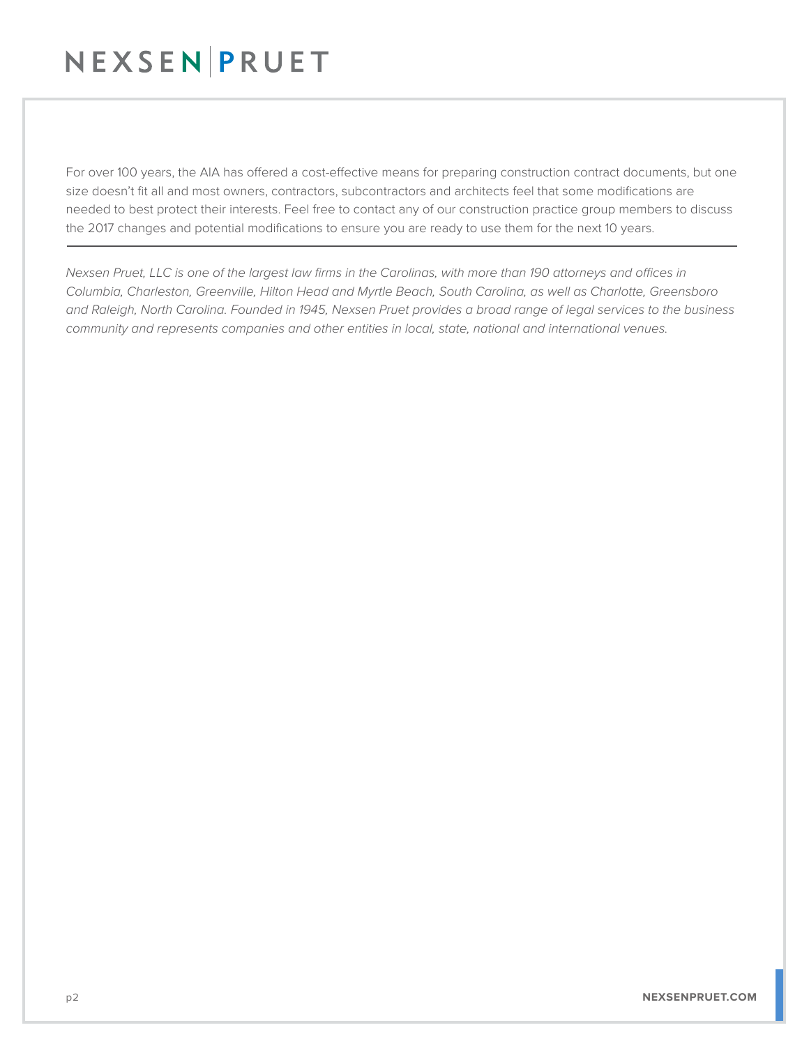For over 100 years, the AIA has offered a cost-effective means for preparing construction contract documents, but one size doesn't fit all and most owners, contractors, subcontractors and architects feel that some modifications are needed to best protect their interests. Feel free to contact any of our construction practice group members to discuss the 2017 changes and potential modifications to ensure you are ready to use them for the next 10 years.

---

*Nexsen Pruet, LLC is one of the largest law firms in the Carolinas, with more than 190 attorneys and offices in Columbia, Charleston, Greenville, Hilton Head and Myrtle Beach, South Carolina, as well as Charlotte, Greensboro and Raleigh, North Carolina. Founded in 1945, Nexsen Pruet provides a broad range of legal services to the business community and represents companies and other entities in local, state, national and international venues.*